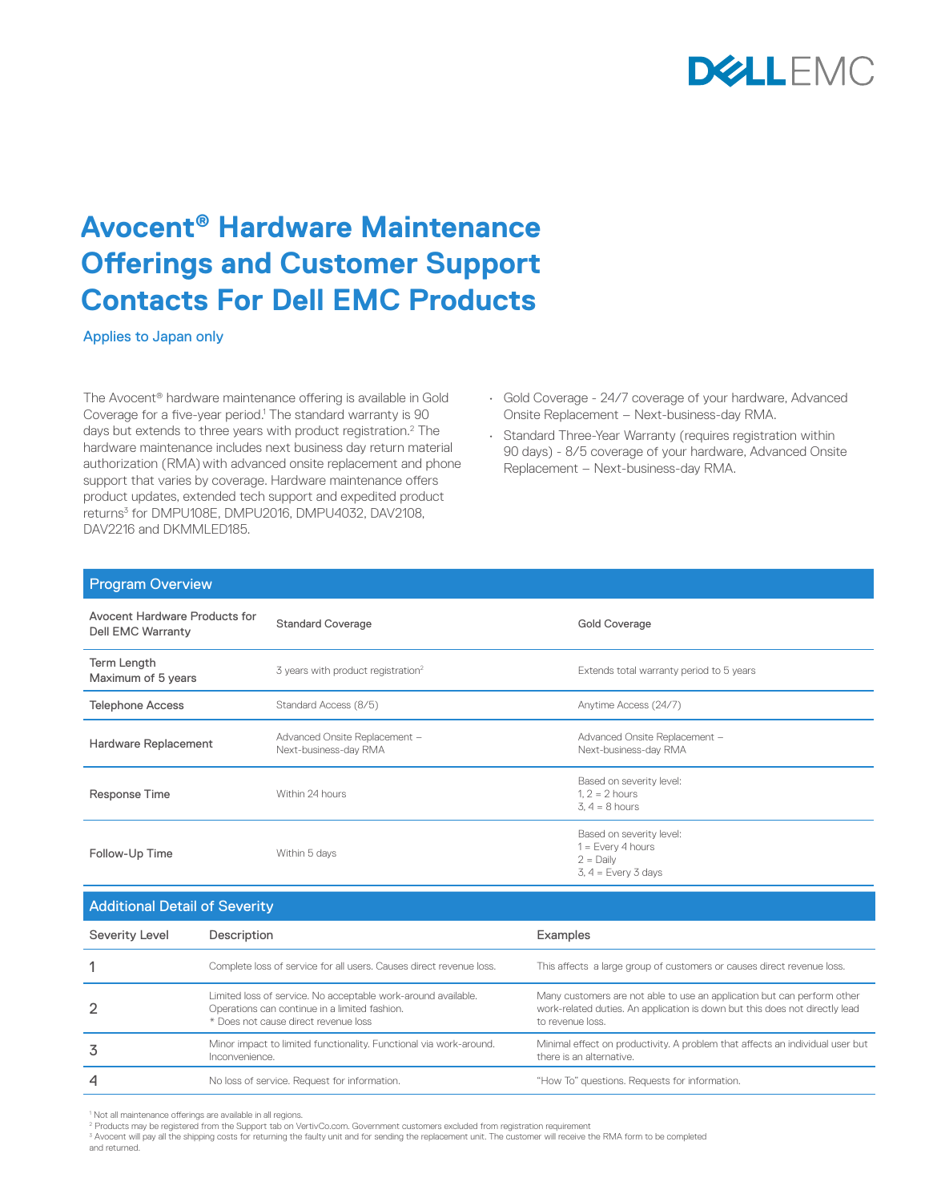# Avocent® Hardware Maintenance Offerings and Customer Support Contacts For Dell EMC Products

Applies to Japan only

The Avocent® hardware maintenance offering is available in Gold Coverage for a five-year period.[1] The standard warranty is 90 days but extends to three years with product registration.[2] The hardware maintenance includes next business day return material authorization (RMA) with advanced onsite replacement and phone support that varies by coverage. Hardware maintenance offers product updates, extended tech support and expedited product returns[3] for DMPU108E, DMPU2016, DMPU4032, DAV2108, DAV2216 and DKMMLED185.

- Gold Coverage - 24/7 coverage of your hardware, Advanced Onsite Replacement – Next-business-day RMA.
- Standard Three-Year Warranty (requires registration within 90 days) - 8/5 coverage of your hardware, Advanced Onsite Replacement – Next-business-day RMA.

## Program Overview

| Avocent Hardware Products for Dell EMC Warranty | Standard Coverage | Gold Coverage |
|---|---|---|
| Term Length<br>Maximum of 5 years | 3 years with product registration[2] | Extends total warranty period to 5 years |
| Telephone Access | Standard Access (8/5) | Anytime Access (24/7) |
| Hardware Replacement | Advanced Onsite Replacement – Next-business-day RMA | Advanced Onsite Replacement – Next-business-day RMA |
| Response Time | Within 24 hours | Based on severity level:<br>1, 2 = 2 hours<br>3, 4 = 8 hours |
| Follow-Up Time | Within 5 days | Based on severity level:<br>1 = Every 4 hours<br>2 = Daily<br>3, 4 = Every 3 days |

## Additional Detail of Severity

| Severity Level | Description | Examples |
|---|---|---|
| 1 | Complete loss of service for all users. Causes direct revenue loss. | This affects a large group of customers or causes direct revenue loss. |
| 2 | Limited loss of service. No acceptable work-around available. Operations can continue in a limited fashion.<br>* Does not cause direct revenue loss | Many customers are not able to use an application but can perform other work-related duties. An application is down but this does not directly lead to revenue loss. |
| 3 | Minor impact to limited functionality. Functional via work-around. Inconvenience. | Minimal effect on productivity. A problem that affects an individual user but there is an alternative. |
| 4 | No loss of service. Request for information. | "How To" questions. Requests for information. |

[1] Not all maintenance offerings are available in all regions.
[2] Products may be registered from the Support tab on VertivCo.com. Government customers excluded from registration requirement
[3] Avocent will pay all the shipping costs for returning the faulty unit and for sending the replacement unit. The customer will receive the RMA form to be completed and returned.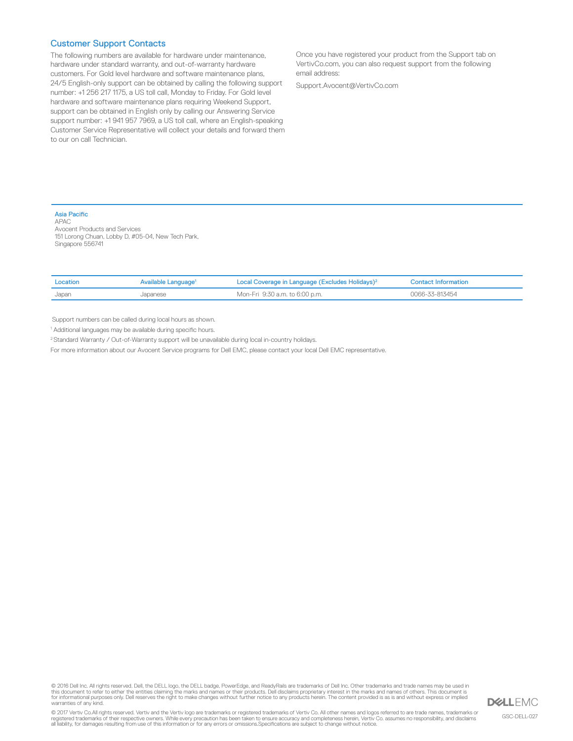## Customer Support Contacts

The following numbers are available for hardware under maintenance, hardware under standard warranty, and out-of-warranty hardware customers. For Gold level hardware and software maintenance plans, 24/5 English-only support can be obtained by calling the following support number: +1 256 217 1175, a US toll call, Monday to Friday. For Gold level hardware and software maintenance plans requiring Weekend Support, support can be obtained in English only by calling our Answering Service support number: +1 941 957 7969, a US toll call, where an English-speaking Customer Service Representative will collect your details and forward them to our on call Technician.

Once you have registered your product from the Support tab on VertivCo.com, you can also request support from the following email address:

Support.Avocent@VertivCo.com

**Asia Pacific**
APAC
Avocent Products and Services
151 Lorong Chuan, Lobby D, #05-04, New Tech Park,
Singapore 556741

| Location | Available Language[1] | Local Coverage in Language (Excludes Holidays)[2] | Contact Information |
|---|---|---|---|
| Japan | Japanese | Mon-Fri 9:30 a.m. to 6:00 p.m. | 0066-33-813454 |

Support numbers can be called during local hours as shown.

[1] Additional languages may be available during specific hours.

[2] Standard Warranty / Out-of-Warranty support will be unavailable during local in-country holidays.

For more information about our Avocent Service programs for Dell EMC, please contact your local Dell EMC representative.

© 2016 Dell Inc. All rights reserved. Dell, the DELL logo, the DELL badge, PowerEdge, and ReadyRails are trademarks of Dell Inc. Other trademarks and trade names may be used in this document to refer to either the entities claiming the marks and names or their products. Dell disclaims proprietary interest in the marks and names of others. This document is for informational purposes only. Dell reserves the right to make changes without further notice to any products herein. The content provided is as is and without express or implied warranties of any kind.

© 2017 Vertiv Co.All rights reserved. Vertiv and the Vertiv logo are trademarks or registered trademarks of Vertiv Co. All other names and logos referred to are trade names, trademarks or registered trademarks of their respective owners. While every precaution has been taken to ensure accuracy and completeness herein, Vertiv Co. assumes no responsibility, and disclaims all liability, for damages resulting from use of this information or for any errors or omissions.Specifications are subject to change without notice.

DELL EMC

GSC-DELL-027